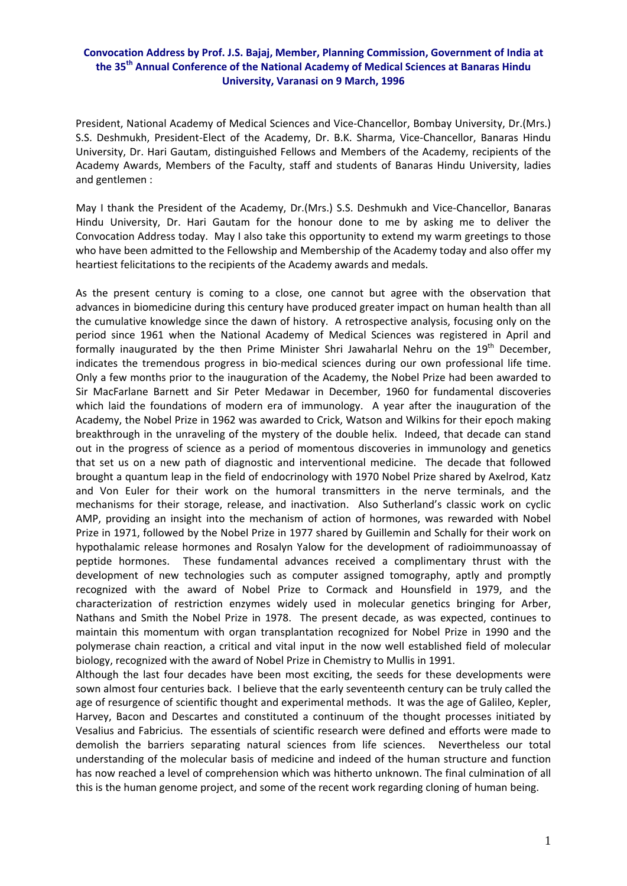**Convocation Address by Prof. J.S. Bajaj, Member, Planning Commission, Government of India at the 35th Annual Conference of the National Academy of Medical Sciences at Banaras Hindu University, Varanasi on 9 March, 1996**

President, National Academy of Medical Sciences and Vice-Chancellor, Bombay University, Dr.(Mrs.) S.S. Deshmukh, President-Elect of the Academy, Dr. B.K. Sharma, Vice-Chancellor, Banaras Hindu University, Dr. Hari Gautam, distinguished Fellows and Members of the Academy, recipients of the Academy Awards, Members of the Faculty, staff and students of Banaras Hindu University, ladies and gentlemen :

May I thank the President of the Academy, Dr.(Mrs.) S.S. Deshmukh and Vice-Chancellor, Banaras Hindu University, Dr. Hari Gautam for the honour done to me by asking me to deliver the Convocation Address today. May I also take this opportunity to extend my warm greetings to those who have been admitted to the Fellowship and Membership of the Academy today and also offer my heartiest felicitations to the recipients of the Academy awards and medals.

As the present century is coming to a close, one cannot but agree with the observation that advances in biomedicine during this century have produced greater impact on human health than all the cumulative knowledge since the dawn of history. A retrospective analysis, focusing only on the period since 1961 when the National Academy of Medical Sciences was registered in April and formally inaugurated by the then Prime Minister Shri Jawaharlal Nehru on the 19th December, indicates the tremendous progress in bio-medical sciences during our own professional life time. Only a few months prior to the inauguration of the Academy, the Nobel Prize had been awarded to Sir MacFarlane Barnett and Sir Peter Medawar in December, 1960 for fundamental discoveries which laid the foundations of modern era of immunology. A year after the inauguration of the Academy, the Nobel Prize in 1962 was awarded to Crick, Watson and Wilkins for their epoch making breakthrough in the unraveling of the mystery of the double helix. Indeed, that decade can stand out in the progress of science as a period of momentous discoveries in immunology and genetics that set us on a new path of diagnostic and interventional medicine. The decade that followed brought a quantum leap in the field of endocrinology with 1970 Nobel Prize shared by Axelrod, Katz and Von Euler for their work on the humoral transmitters in the nerve terminals, and the mechanisms for their storage, release, and inactivation. Also Sutherland's classic work on cyclic AMP, providing an insight into the mechanism of action of hormones, was rewarded with Nobel Prize in 1971, followed by the Nobel Prize in 1977 shared by Guillemin and Schally for their work on hypothalamic release hormones and Rosalyn Yalow for the development of radioimmunoassay of peptide hormones. These fundamental advances received a complimentary thrust with the development of new technologies such as computer assigned tomography, aptly and promptly recognized with the award of Nobel Prize to Cormack and Hounsfield in 1979, and the characterization of restriction enzymes widely used in molecular genetics bringing for Arber, Nathans and Smith the Nobel Prize in 1978. The present decade, as was expected, continues to maintain this momentum with organ transplantation recognized for Nobel Prize in 1990 and the polymerase chain reaction, a critical and vital input in the now well established field of molecular biology, recognized with the award of Nobel Prize in Chemistry to Mullis in 1991.

Although the last four decades have been most exciting, the seeds for these developments were sown almost four centuries back. I believe that the early seventeenth century can be truly called the age of resurgence of scientific thought and experimental methods. It was the age of Galileo, Kepler, Harvey, Bacon and Descartes and constituted a continuum of the thought processes initiated by Vesalius and Fabricius. The essentials of scientific research were defined and efforts were made to demolish the barriers separating natural sciences from life sciences. Nevertheless our total understanding of the molecular basis of medicine and indeed of the human structure and function has now reached a level of comprehension which was hitherto unknown. The final culmination of all this is the human genome project, and some of the recent work regarding cloning of human being.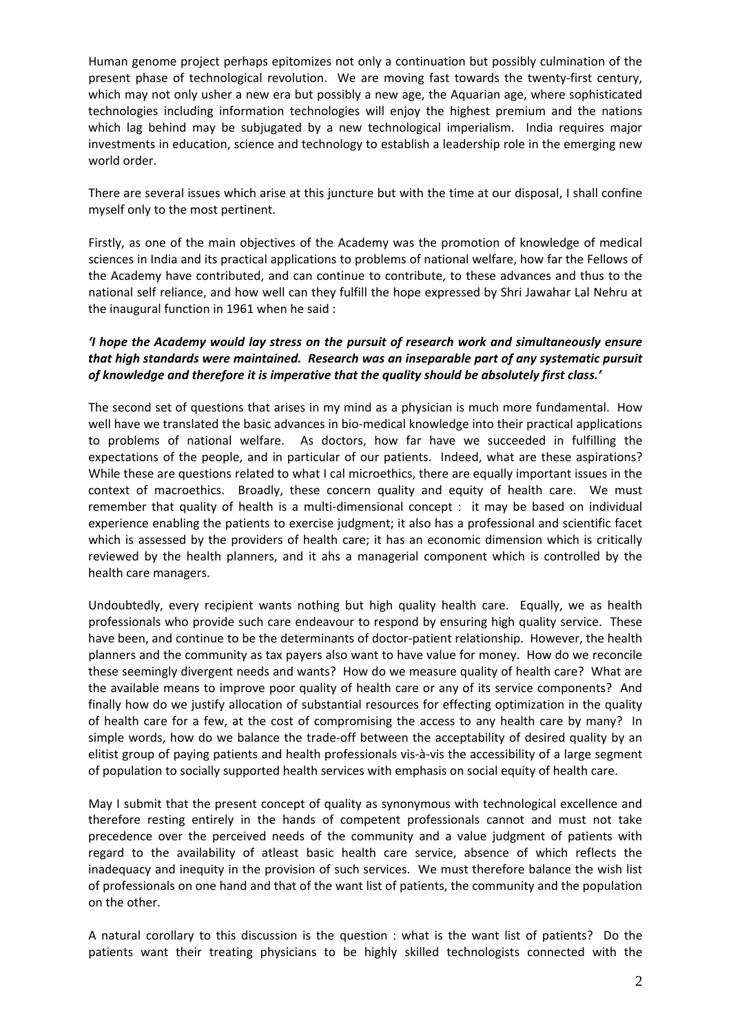Human genome project perhaps epitomizes not only a continuation but possibly culmination of the present phase of technological revolution. We are moving fast towards the twenty-first century, which may not only usher a new era but possibly a new age, the Aquarian age, where sophisticated technologies including information technologies will enjoy the highest premium and the nations which lag behind may be subjugated by a new technological imperialism. India requires major investments in education, science and technology to establish a leadership role in the emerging new world order.

There are several issues which arise at this juncture but with the time at our disposal, I shall confine myself only to the most pertinent.

Firstly, as one of the main objectives of the Academy was the promotion of knowledge of medical sciences in India and its practical applications to problems of national welfare, how far the Fellows of the Academy have contributed, and can continue to contribute, to these advances and thus to the national self reliance, and how well can they fulfill the hope expressed by Shri Jawahar Lal Nehru at the inaugural function in 1961 when he said :

***'I hope the Academy would lay stress on the pursuit of research work and simultaneously ensure that high standards were maintained. Research was an inseparable part of any systematic pursuit of knowledge and therefore it is imperative that the quality should be absolutely first class.'***

The second set of questions that arises in my mind as a physician is much more fundamental. How well have we translated the basic advances in bio-medical knowledge into their practical applications to problems of national welfare. As doctors, how far have we succeeded in fulfilling the expectations of the people, and in particular of our patients. Indeed, what are these aspirations? While these are questions related to what I cal microethics, there are equally important issues in the context of macroethics. Broadly, these concern quality and equity of health care. We must remember that quality of health is a multi-dimensional concept : it may be based on individual experience enabling the patients to exercise judgment; it also has a professional and scientific facet which is assessed by the providers of health care; it has an economic dimension which is critically reviewed by the health planners, and it ahs a managerial component which is controlled by the health care managers.

Undoubtedly, every recipient wants nothing but high quality health care. Equally, we as health professionals who provide such care endeavour to respond by ensuring high quality service. These have been, and continue to be the determinants of doctor-patient relationship. However, the health planners and the community as tax payers also want to have value for money. How do we reconcile these seemingly divergent needs and wants? How do we measure quality of health care? What are the available means to improve poor quality of health care or any of its service components? And finally how do we justify allocation of substantial resources for effecting optimization in the quality of health care for a few, at the cost of compromising the access to any health care by many? In simple words, how do we balance the trade-off between the acceptability of desired quality by an elitist group of paying patients and health professionals vis-à-vis the accessibility of a large segment of population to socially supported health services with emphasis on social equity of health care.

May I submit that the present concept of quality as synonymous with technological excellence and therefore resting entirely in the hands of competent professionals cannot and must not take precedence over the perceived needs of the community and a value judgment of patients with regard to the availability of atleast basic health care service, absence of which reflects the inadequacy and inequity in the provision of such services. We must therefore balance the wish list of professionals on one hand and that of the want list of patients, the community and the population on the other.

A natural corollary to this discussion is the question : what is the want list of patients? Do the patients want their treating physicians to be highly skilled technologists connected with the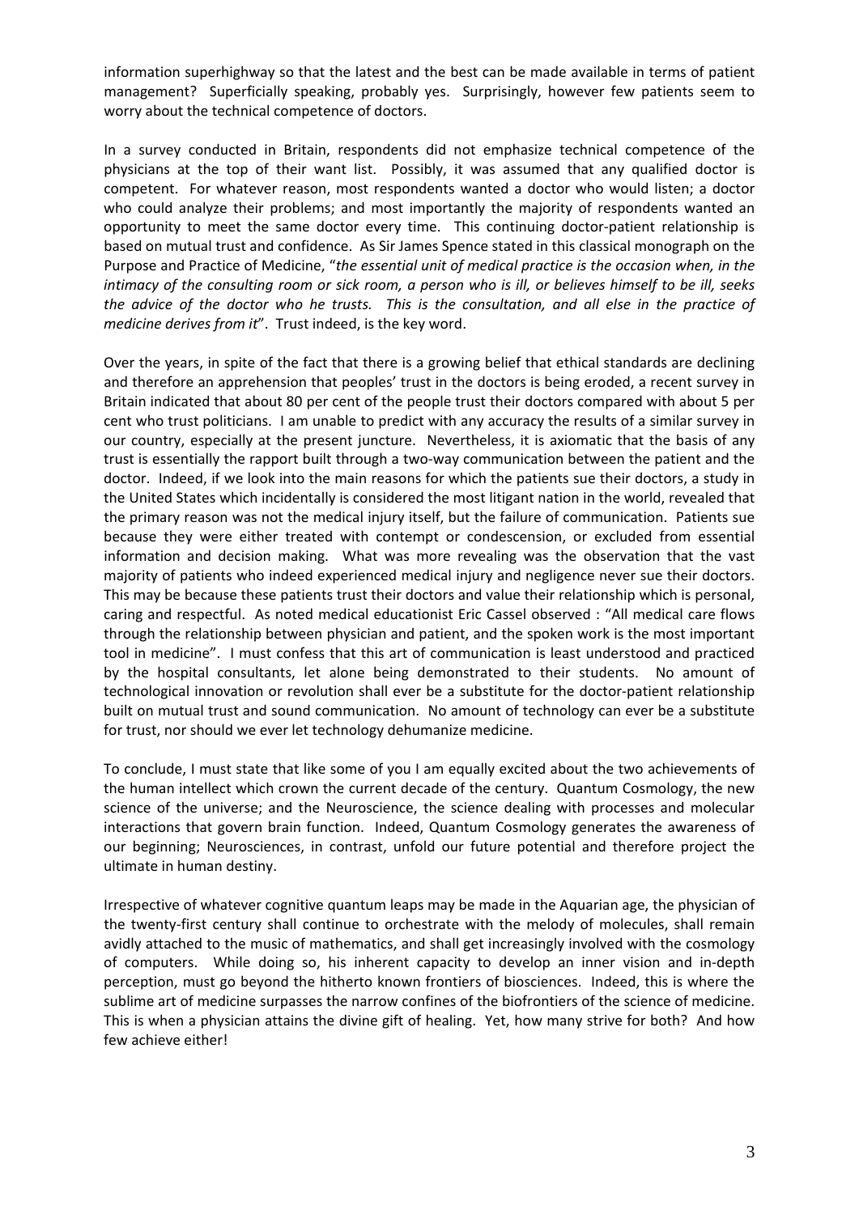information superhighway so that the latest and the best can be made available in terms of patient management? Superficially speaking, probably yes. Surprisingly, however few patients seem to worry about the technical competence of doctors.

In a survey conducted in Britain, respondents did not emphasize technical competence of the physicians at the top of their want list. Possibly, it was assumed that any qualified doctor is competent. For whatever reason, most respondents wanted a doctor who would listen; a doctor who could analyze their problems; and most importantly the majority of respondents wanted an opportunity to meet the same doctor every time. This continuing doctor-patient relationship is based on mutual trust and confidence. As Sir James Spence stated in this classical monograph on the Purpose and Practice of Medicine, "*the essential unit of medical practice is the occasion when, in the intimacy of the consulting room or sick room, a person who is ill, or believes himself to be ill, seeks the advice of the doctor who he trusts. This is the consultation, and all else in the practice of medicine derives from it*". Trust indeed, is the key word.

Over the years, in spite of the fact that there is a growing belief that ethical standards are declining and therefore an apprehension that peoples' trust in the doctors is being eroded, a recent survey in Britain indicated that about 80 per cent of the people trust their doctors compared with about 5 per cent who trust politicians. I am unable to predict with any accuracy the results of a similar survey in our country, especially at the present juncture. Nevertheless, it is axiomatic that the basis of any trust is essentially the rapport built through a two-way communication between the patient and the doctor. Indeed, if we look into the main reasons for which the patients sue their doctors, a study in the United States which incidentally is considered the most litigant nation in the world, revealed that the primary reason was not the medical injury itself, but the failure of communication. Patients sue because they were either treated with contempt or condescension, or excluded from essential information and decision making. What was more revealing was the observation that the vast majority of patients who indeed experienced medical injury and negligence never sue their doctors. This may be because these patients trust their doctors and value their relationship which is personal, caring and respectful. As noted medical educationist Eric Cassel observed : "All medical care flows through the relationship between physician and patient, and the spoken work is the most important tool in medicine". I must confess that this art of communication is least understood and practiced by the hospital consultants, let alone being demonstrated to their students. No amount of technological innovation or revolution shall ever be a substitute for the doctor-patient relationship built on mutual trust and sound communication. No amount of technology can ever be a substitute for trust, nor should we ever let technology dehumanize medicine.

To conclude, I must state that like some of you I am equally excited about the two achievements of the human intellect which crown the current decade of the century. Quantum Cosmology, the new science of the universe; and the Neuroscience, the science dealing with processes and molecular interactions that govern brain function. Indeed, Quantum Cosmology generates the awareness of our beginning; Neurosciences, in contrast, unfold our future potential and therefore project the ultimate in human destiny.

Irrespective of whatever cognitive quantum leaps may be made in the Aquarian age, the physician of the twenty-first century shall continue to orchestrate with the melody of molecules, shall remain avidly attached to the music of mathematics, and shall get increasingly involved with the cosmology of computers. While doing so, his inherent capacity to develop an inner vision and in-depth perception, must go beyond the hitherto known frontiers of biosciences. Indeed, this is where the sublime art of medicine surpasses the narrow confines of the biofrontiers of the science of medicine. This is when a physician attains the divine gift of healing. Yet, how many strive for both? And how few achieve either!